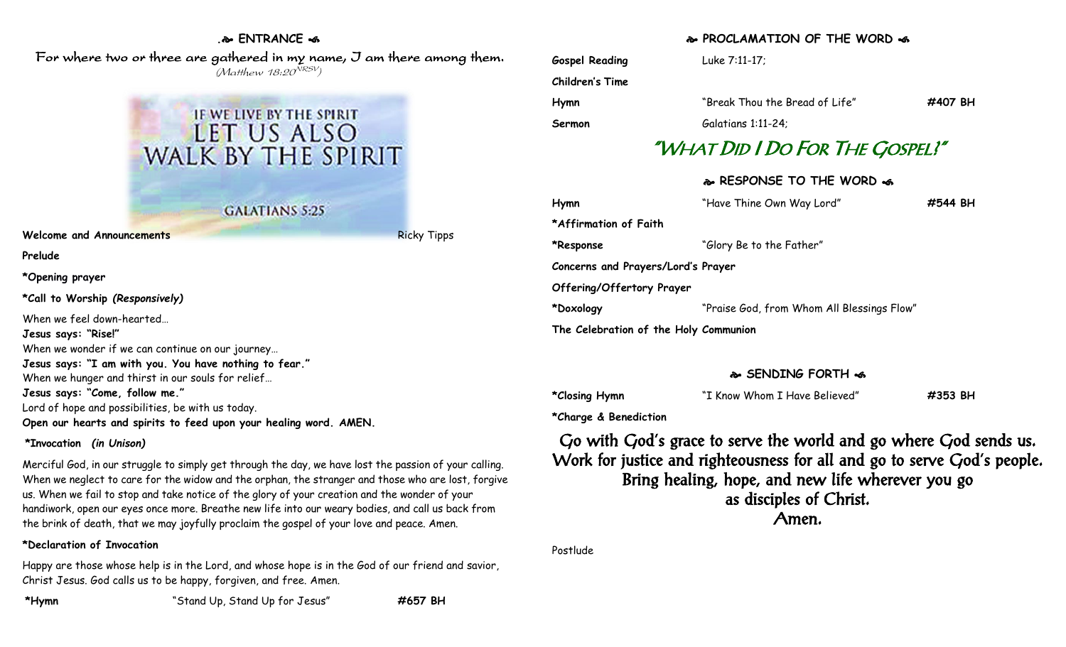## ENTRANCE

For where two or three are gathered in my name, I am there among them.
(Matthew 18:20 NRSV)

IF WE LIVE BY THE SPIRIT LET US ALSO WALK BY THE SPIRIT

GALATIANS 5:25

**Welcome and Announcements** Ricky Tipps

**Prelude**

**\*Opening prayer**

**\*Call to Worship** ***(Responsively)***

When we feel down-hearted…
**Jesus says: "Rise!"**
When we wonder if we can continue on our journey…
**Jesus says: "I am with you. You have nothing to fear."**
When we hunger and thirst in our souls for relief…
**Jesus says: "Come, follow me."**
Lord of hope and possibilities, be with us today.
**Open our hearts and spirits to feed upon your healing word. AMEN.**

**\*Invocation** ***(in Unison)***

Merciful God, in our struggle to simply get through the day, we have lost the passion of your calling. When we neglect to care for the widow and the orphan, the stranger and those who are lost, forgive us. When we fail to stop and take notice of the glory of your creation and the wonder of your handiwork, open our eyes once more. Breathe new life into our weary bodies, and call us back from the brink of death, that we may joyfully proclaim the gospel of your love and peace. Amen.

**\*Declaration of Invocation**

Happy are those whose help is in the Lord, and whose hope is in the God of our friend and savior, Christ Jesus. God calls us to be happy, forgiven, and free. Amen.

**\*Hymn** "Stand Up, Stand Up for Jesus" **#657 BH**

## PROCLAMATION OF THE WORD

**Gospel Reading** Luke 7:11-17;

**Children's Time**

**Hymn** "Break Thou the Bread of Life" **#407 BH**

**Sermon** Galatians 1:11-24;

### "What Did I Do For The Gospel?"

## RESPONSE TO THE WORD

**Hymn** "Have Thine Own Way Lord" **#544 BH**

**\*Affirmation of Faith**

**\*Response** "Glory Be to the Father"

**Concerns and Prayers/Lord's Prayer**

**Offering/Offertory Prayer**

**\*Doxology** "Praise God, from Whom All Blessings Flow"

**The Celebration of the Holy Communion**

## SENDING FORTH

**\*Closing Hymn** "I Know Whom I Have Believed" **#353 BH**

**\*Charge & Benediction**

Go with God's grace to serve the world and go where God sends us.
Work for justice and righteousness for all and go to serve God's people.
Bring healing, hope, and new life wherever you go
as disciples of Christ.
Amen.

Postlude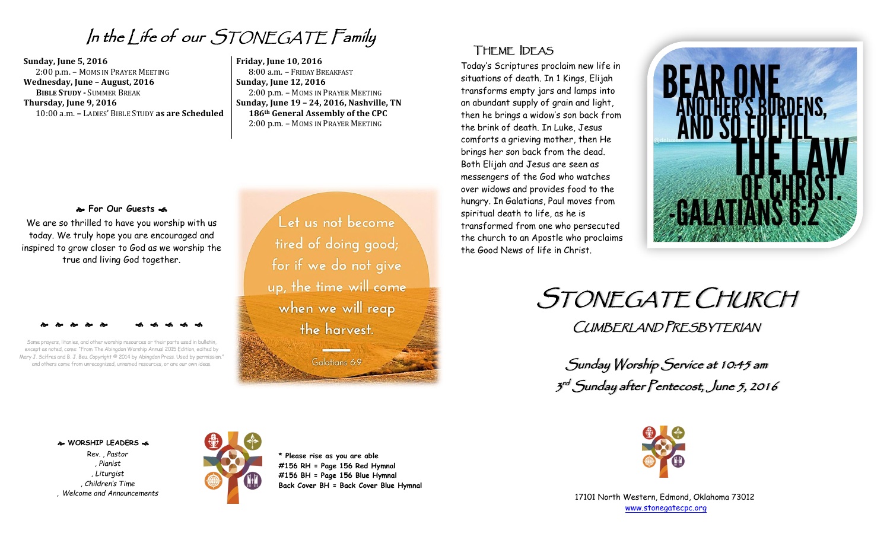# In the Life of our STONEGATE Family

**Sunday, June 5, 2016**
2:00 p.m. – MOMS IN PRAYER MEETING
**Wednesday, June – August, 2016**
**BIBLE STUDY -** SUMMER BREAK
**Thursday, June 9, 2016**
10:00 a.m. **–** LADIES' BIBLE STUDY **as are Scheduled**

**Friday, June 10, 2016**
8:00 a.m. – FRIDAY BREAKFAST
**Sunday, June 12, 2016**
2:00 p.m. – MOMS IN PRAYER MEETING
**Sunday, June 19 – 24, 2016, Nashville, TN**
**186th General Assembly of the CPC**
2:00 p.m. – MOMS IN PRAYER MEETING

**For Our Guests**

We are so thrilled to have you worship with us today. We truly hope you are encouraged and inspired to grow closer to God as we worship the true and living God together.

Some prayers, litanies, and other worship resources or their parts used in bulletin, except as noted, come: "From The Abingdon Worship Annual 2015 Edition, edited by Mary J. Scifres and B. J. Beu. Copyright © 2014 by Abingdon Press. Used by permission." and others come from unrecognized, unnamed resources, or are our own ideas.

Let us not become tired of doing good; for if we do not give up, the time will come when we will reap the harvest.

Galatians 6:9

**WORSHIP LEADERS**

Rev. , *Pastor*
, *Pianist*
, *Liturgist*
, *Children's Time*
, *Welcome and Announcements*

**\* Please rise as you are able**
**#156 RH = Page 156 Red Hymnal**
**#156 BH = Page 156 Blue Hymnal**
**Back Cover BH = Back Cover Blue Hymnal**

## THEME IDEAS

Today's Scriptures proclaim new life in situations of death. In 1 Kings, Elijah transforms empty jars and lamps into an abundant supply of grain and light, then he brings a widow's son back from the brink of death. In Luke, Jesus comforts a grieving mother, then He brings her son back from the dead. Both Elijah and Jesus are seen as messengers of the God who watches over widows and provides food to the hungry. In Galatians, Paul moves from spiritual death to life, as he is transformed from one who persecuted the church to an Apostle who proclaims the Good News of life in Christ.

BEAR ONE ANOTHER'S BURDENS, AND SO FULFILL THE LAW OF CHRIST. -GALATIANS 6:2

# STONEGATE CHURCH

## CUMBERLAND PRESBYTERIAN

*Sunday Worship Service at 10:45 am*

*3rd Sunday after Pentecost, June 5, 2016*

17101 North Western, Edmond, Oklahoma 73012
www.stonegatecpc.org